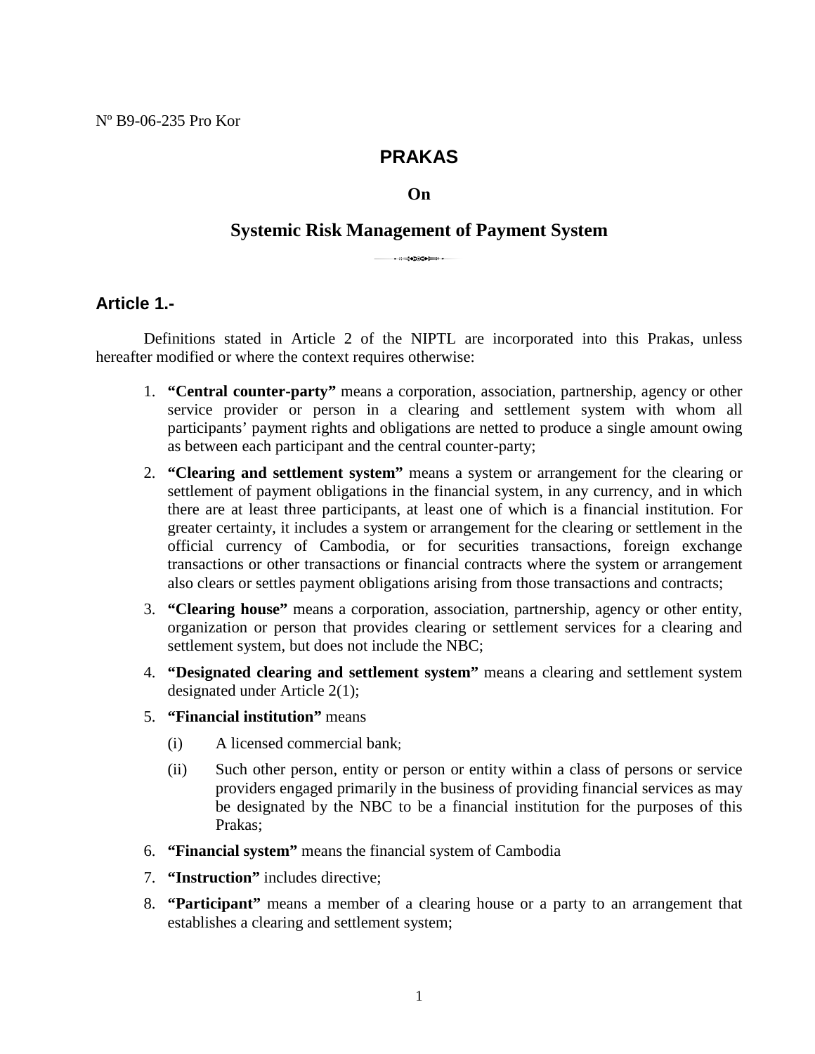Nº B9-06-235 Pro Kor

# PRAKAS

## On

## Systemic Risk Management of Payment System

### Article 1.-

Definitions stated in Article 2 of the NIPTL are incorporated into this Prakas, unless hereafter modified or where the context requires otherwise:

1. **"Central counter-party"** means a corporation, association, partnership, agency or other service provider or person in a clearing and settlement system with whom all participants' payment rights and obligations are netted to produce a single amount owing as between each participant and the central counter-party;
2. **"Clearing and settlement system"** means a system or arrangement for the clearing or settlement of payment obligations in the financial system, in any currency, and in which there are at least three participants, at least one of which is a financial institution. For greater certainty, it includes a system or arrangement for the clearing or settlement in the official currency of Cambodia, or for securities transactions, foreign exchange transactions or other transactions or financial contracts where the system or arrangement also clears or settles payment obligations arising from those transactions and contracts;
3. **"Clearing house"** means a corporation, association, partnership, agency or other entity, organization or person that provides clearing or settlement services for a clearing and settlement system, but does not include the NBC;
4. **"Designated clearing and settlement system"** means a clearing and settlement system designated under Article 2(1);
5. **"Financial institution"** means
   - (i) A licensed commercial bank;
   - (ii) Such other person, entity or person or entity within a class of persons or service providers engaged primarily in the business of providing financial services as may be designated by the NBC to be a financial institution for the purposes of this Prakas;
6. **"Financial system"** means the financial system of Cambodia
7. **"Instruction"** includes directive;
8. **"Participant"** means a member of a clearing house or a party to an arrangement that establishes a clearing and settlement system;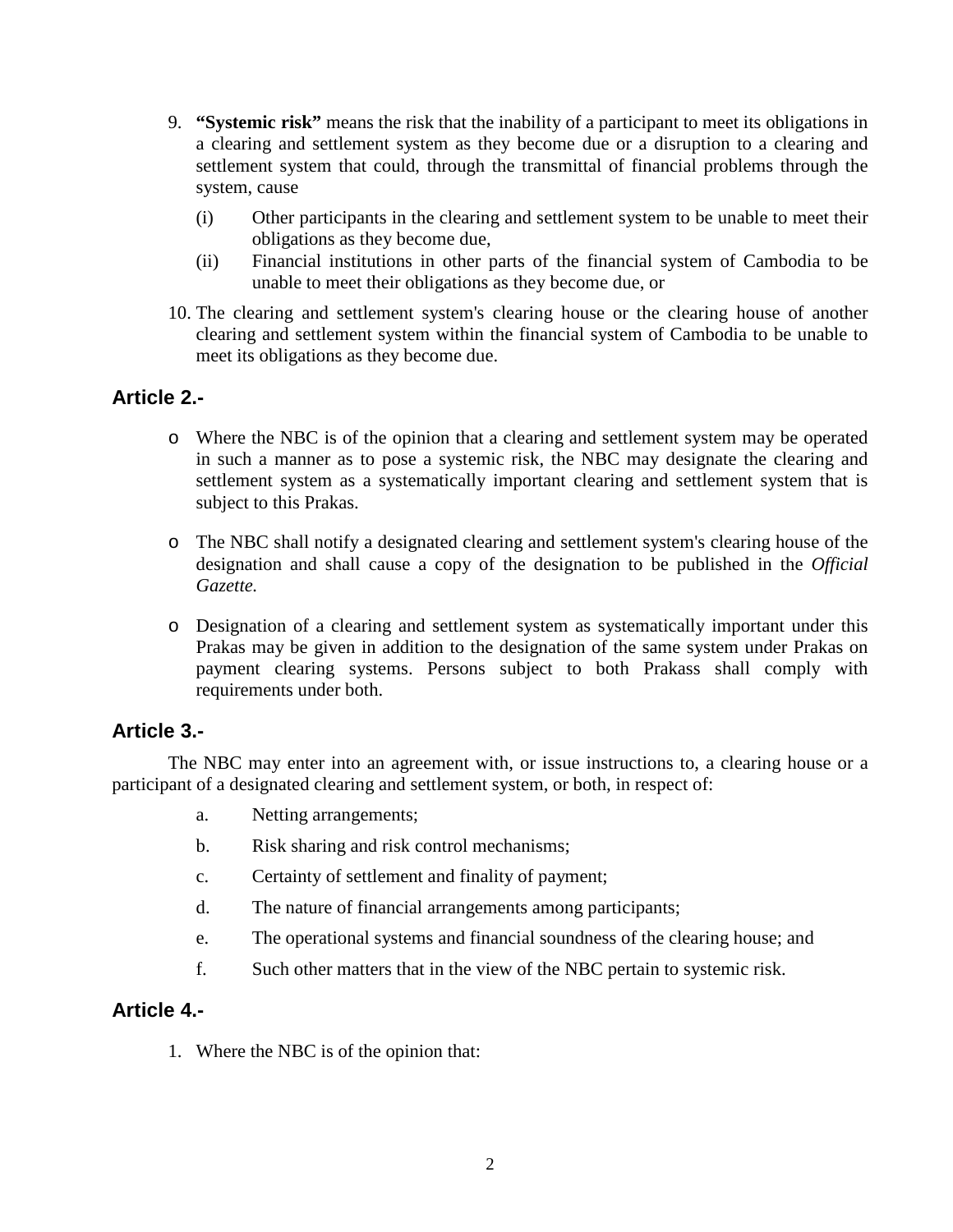9. **"Systemic risk"** means the risk that the inability of a participant to meet its obligations in a clearing and settlement system as they become due or a disruption to a clearing and settlement system that could, through the transmittal of financial problems through the system, cause
   - (i) Other participants in the clearing and settlement system to be unable to meet their obligations as they become due,
   - (ii) Financial institutions in other parts of the financial system of Cambodia to be unable to meet their obligations as they become due, or
10. The clearing and settlement system's clearing house or the clearing house of another clearing and settlement system within the financial system of Cambodia to be unable to meet its obligations as they become due.

## Article 2.-

- Where the NBC is of the opinion that a clearing and settlement system may be operated in such a manner as to pose a systemic risk, the NBC may designate the clearing and settlement system as a systematically important clearing and settlement system that is subject to this Prakas.
- The NBC shall notify a designated clearing and settlement system's clearing house of the designation and shall cause a copy of the designation to be published in the *Official Gazette.*
- Designation of a clearing and settlement system as systematically important under this Prakas may be given in addition to the designation of the same system under Prakas on payment clearing systems. Persons subject to both Prakass shall comply with requirements under both.

## Article 3.-

The NBC may enter into an agreement with, or issue instructions to, a clearing house or a participant of a designated clearing and settlement system, or both, in respect of:

a. Netting arrangements;

b. Risk sharing and risk control mechanisms;

c. Certainty of settlement and finality of payment;

d. The nature of financial arrangements among participants;

e. The operational systems and financial soundness of the clearing house; and

f. Such other matters that in the view of the NBC pertain to systemic risk.

## Article 4.-

1. Where the NBC is of the opinion that: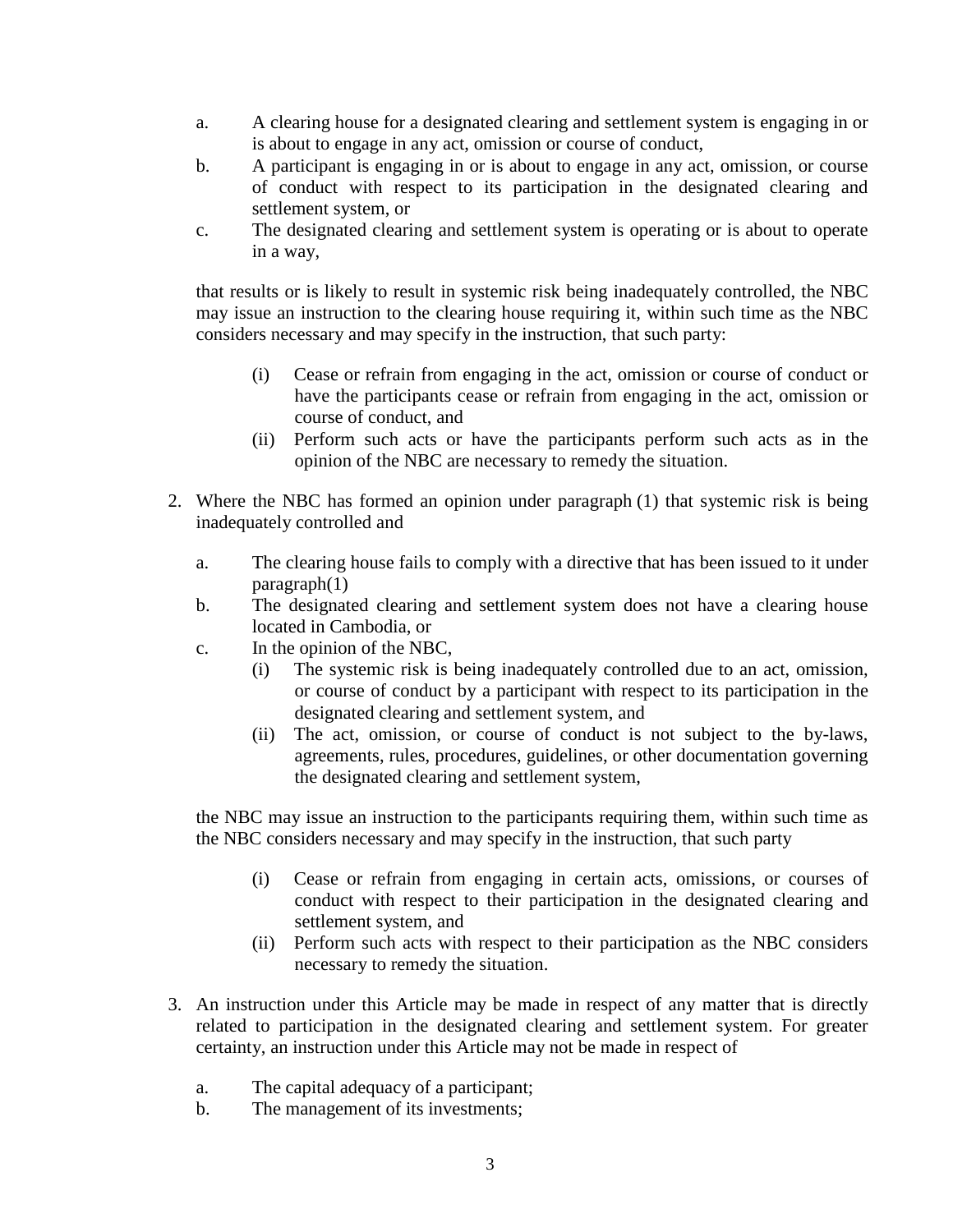a. A clearing house for a designated clearing and settlement system is engaging in or is about to engage in any act, omission or course of conduct,
b. A participant is engaging in or is about to engage in any act, omission, or course of conduct with respect to its participation in the designated clearing and settlement system, or
c. The designated clearing and settlement system is operating or is about to operate in a way,

that results or is likely to result in systemic risk being inadequately controlled, the NBC may issue an instruction to the clearing house requiring it, within such time as the NBC considers necessary and may specify in the instruction, that such party:

(i) Cease or refrain from engaging in the act, omission or course of conduct or have the participants cease or refrain from engaging in the act, omission or course of conduct, and
(ii) Perform such acts or have the participants perform such acts as in the opinion of the NBC are necessary to remedy the situation.

2. Where the NBC has formed an opinion under paragraph (1) that systemic risk is being inadequately controlled and

a. The clearing house fails to comply with a directive that has been issued to it under paragraph(1)
b. The designated clearing and settlement system does not have a clearing house located in Cambodia, or
c. In the opinion of the NBC,
   (i) The systemic risk is being inadequately controlled due to an act, omission, or course of conduct by a participant with respect to its participation in the designated clearing and settlement system, and
   (ii) The act, omission, or course of conduct is not subject to the by-laws, agreements, rules, procedures, guidelines, or other documentation governing the designated clearing and settlement system,

the NBC may issue an instruction to the participants requiring them, within such time as the NBC considers necessary and may specify in the instruction, that such party

(i) Cease or refrain from engaging in certain acts, omissions, or courses of conduct with respect to their participation in the designated clearing and settlement system, and
(ii) Perform such acts with respect to their participation as the NBC considers necessary to remedy the situation.

3. An instruction under this Article may be made in respect of any matter that is directly related to participation in the designated clearing and settlement system. For greater certainty, an instruction under this Article may not be made in respect of

a. The capital adequacy of a participant;
b. The management of its investments;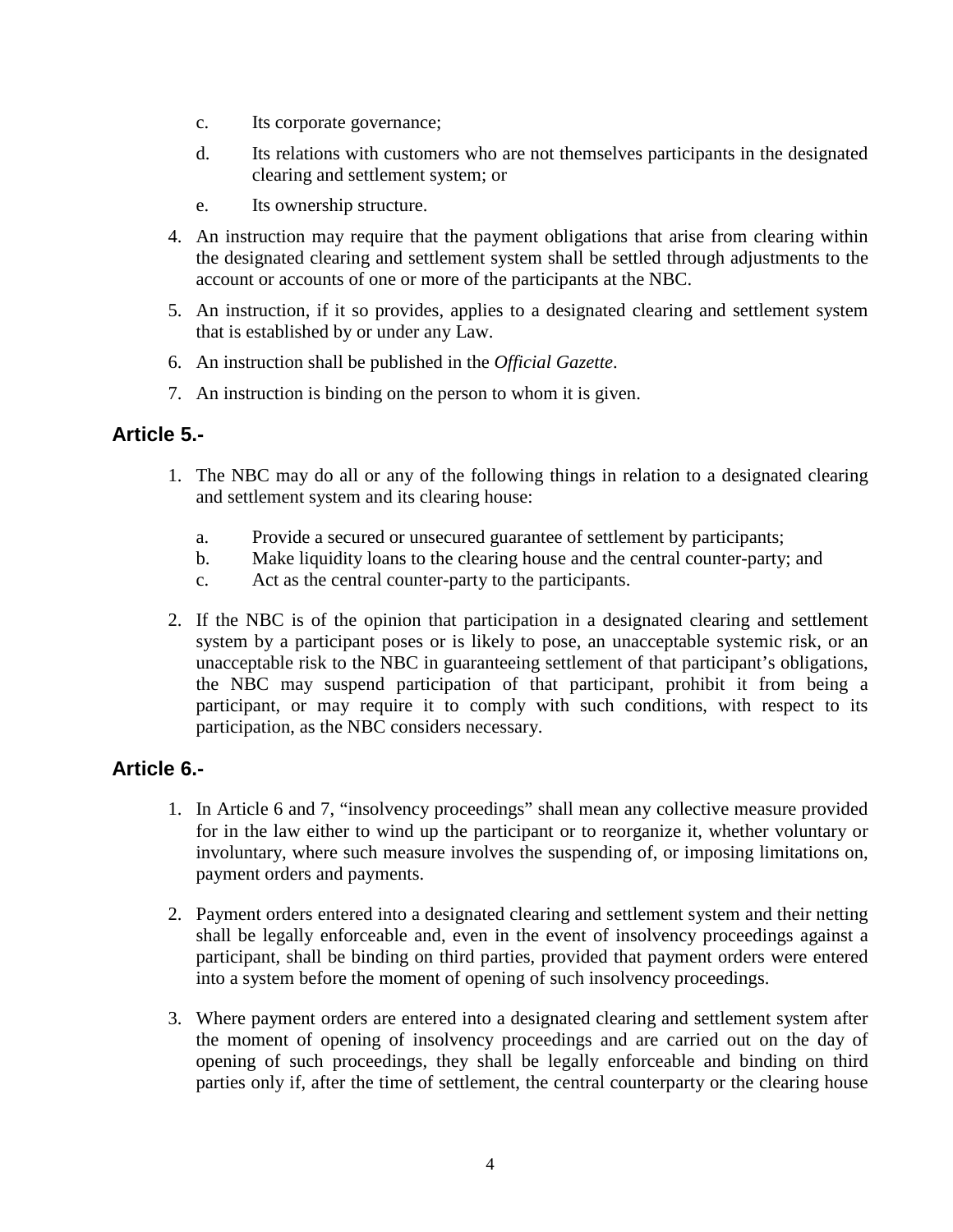c. Its corporate governance;

d. Its relations with customers who are not themselves participants in the designated clearing and settlement system; or

e. Its ownership structure.

4. An instruction may require that the payment obligations that arise from clearing within the designated clearing and settlement system shall be settled through adjustments to the account or accounts of one or more of the participants at the NBC.

5. An instruction, if it so provides, applies to a designated clearing and settlement system that is established by or under any Law.

6. An instruction shall be published in the *Official Gazette*.

7. An instruction is binding on the person to whom it is given.

## Article 5.-

1. The NBC may do all or any of the following things in relation to a designated clearing and settlement system and its clearing house:

   a. Provide a secured or unsecured guarantee of settlement by participants;
   b. Make liquidity loans to the clearing house and the central counter-party; and
   c. Act as the central counter-party to the participants.

2. If the NBC is of the opinion that participation in a designated clearing and settlement system by a participant poses or is likely to pose, an unacceptable systemic risk, or an unacceptable risk to the NBC in guaranteeing settlement of that participant's obligations, the NBC may suspend participation of that participant, prohibit it from being a participant, or may require it to comply with such conditions, with respect to its participation, as the NBC considers necessary.

## Article 6.-

1. In Article 6 and 7, "insolvency proceedings" shall mean any collective measure provided for in the law either to wind up the participant or to reorganize it, whether voluntary or involuntary, where such measure involves the suspending of, or imposing limitations on, payment orders and payments.

2. Payment orders entered into a designated clearing and settlement system and their netting shall be legally enforceable and, even in the event of insolvency proceedings against a participant, shall be binding on third parties, provided that payment orders were entered into a system before the moment of opening of such insolvency proceedings.

3. Where payment orders are entered into a designated clearing and settlement system after the moment of opening of insolvency proceedings and are carried out on the day of opening of such proceedings, they shall be legally enforceable and binding on third parties only if, after the time of settlement, the central counterparty or the clearing house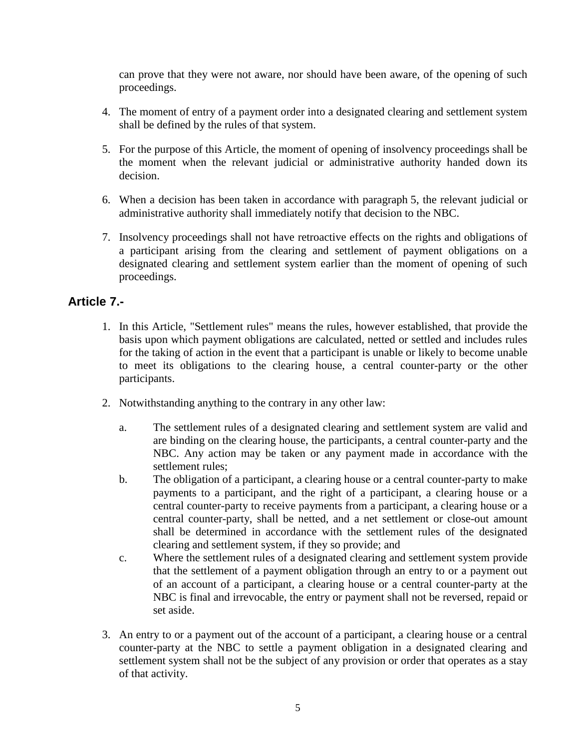can prove that they were not aware, nor should have been aware, of the opening of such proceedings.

4. The moment of entry of a payment order into a designated clearing and settlement system shall be defined by the rules of that system.

5. For the purpose of this Article, the moment of opening of insolvency proceedings shall be the moment when the relevant judicial or administrative authority handed down its decision.

6. When a decision has been taken in accordance with paragraph 5, the relevant judicial or administrative authority shall immediately notify that decision to the NBC.

7. Insolvency proceedings shall not have retroactive effects on the rights and obligations of a participant arising from the clearing and settlement of payment obligations on a designated clearing and settlement system earlier than the moment of opening of such proceedings.

## Article 7.-

1. In this Article, "Settlement rules" means the rules, however established, that provide the basis upon which payment obligations are calculated, netted or settled and includes rules for the taking of action in the event that a participant is unable or likely to become unable to meet its obligations to the clearing house, a central counter-party or the other participants.

2. Notwithstanding anything to the contrary in any other law:

   a. The settlement rules of a designated clearing and settlement system are valid and are binding on the clearing house, the participants, a central counter-party and the NBC. Any action may be taken or any payment made in accordance with the settlement rules;
   
   b. The obligation of a participant, a clearing house or a central counter-party to make payments to a participant, and the right of a participant, a clearing house or a central counter-party to receive payments from a participant, a clearing house or a central counter-party, shall be netted, and a net settlement or close-out amount shall be determined in accordance with the settlement rules of the designated clearing and settlement system, if they so provide; and
   
   c. Where the settlement rules of a designated clearing and settlement system provide that the settlement of a payment obligation through an entry to or a payment out of an account of a participant, a clearing house or a central counter-party at the NBC is final and irrevocable, the entry or payment shall not be reversed, repaid or set aside.

3. An entry to or a payment out of the account of a participant, a clearing house or a central counter-party at the NBC to settle a payment obligation in a designated clearing and settlement system shall not be the subject of any provision or order that operates as a stay of that activity.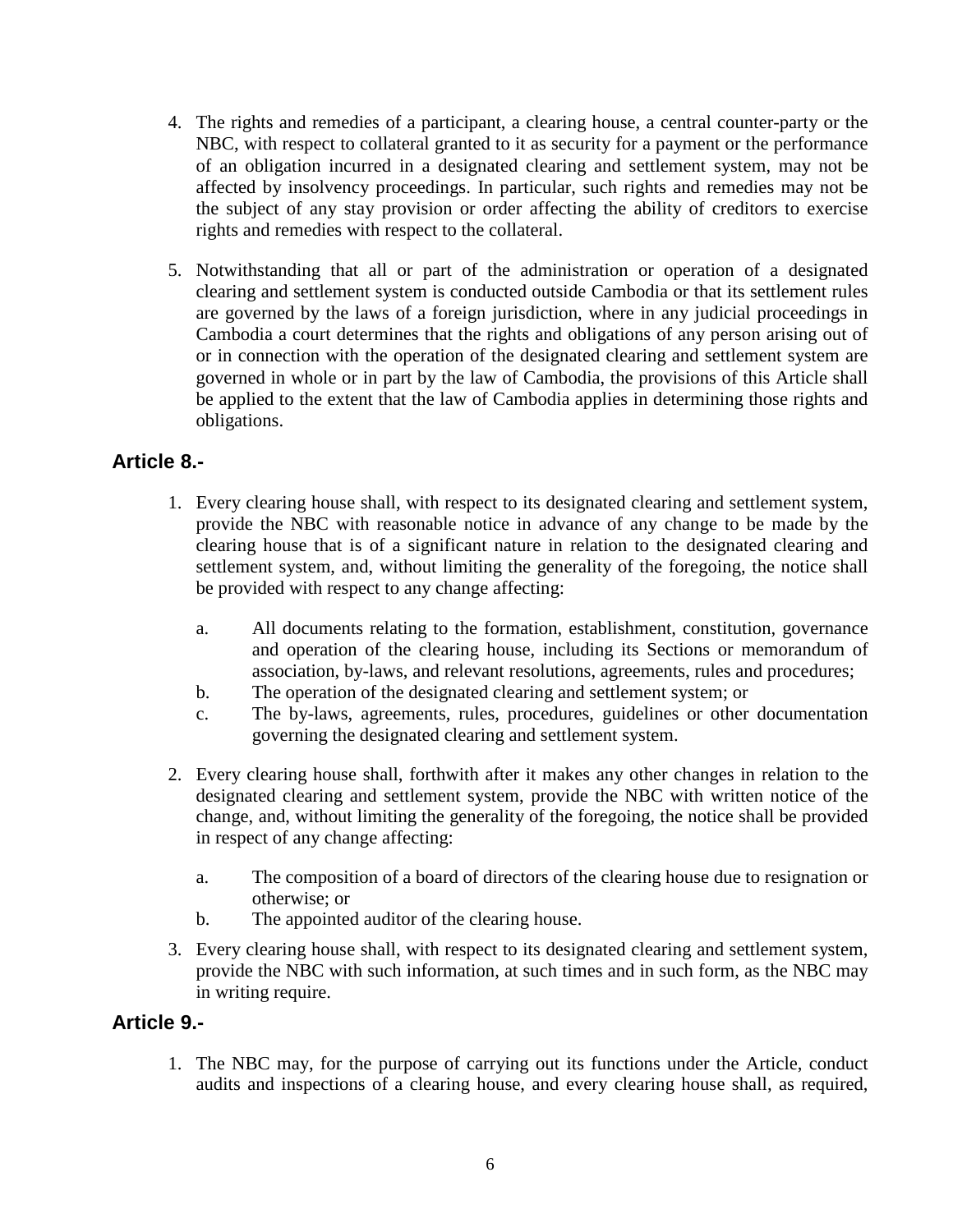4. The rights and remedies of a participant, a clearing house, a central counter-party or the NBC, with respect to collateral granted to it as security for a payment or the performance of an obligation incurred in a designated clearing and settlement system, may not be affected by insolvency proceedings. In particular, such rights and remedies may not be the subject of any stay provision or order affecting the ability of creditors to exercise rights and remedies with respect to the collateral.

5. Notwithstanding that all or part of the administration or operation of a designated clearing and settlement system is conducted outside Cambodia or that its settlement rules are governed by the laws of a foreign jurisdiction, where in any judicial proceedings in Cambodia a court determines that the rights and obligations of any person arising out of or in connection with the operation of the designated clearing and settlement system are governed in whole or in part by the law of Cambodia, the provisions of this Article shall be applied to the extent that the law of Cambodia applies in determining those rights and obligations.

## Article 8.-

1. Every clearing house shall, with respect to its designated clearing and settlement system, provide the NBC with reasonable notice in advance of any change to be made by the clearing house that is of a significant nature in relation to the designated clearing and settlement system, and, without limiting the generality of the foregoing, the notice shall be provided with respect to any change affecting:

   a. All documents relating to the formation, establishment, constitution, governance and operation of the clearing house, including its Sections or memorandum of association, by-laws, and relevant resolutions, agreements, rules and procedures;
   b. The operation of the designated clearing and settlement system; or
   c. The by-laws, agreements, rules, procedures, guidelines or other documentation governing the designated clearing and settlement system.

2. Every clearing house shall, forthwith after it makes any other changes in relation to the designated clearing and settlement system, provide the NBC with written notice of the change, and, without limiting the generality of the foregoing, the notice shall be provided in respect of any change affecting:

   a. The composition of a board of directors of the clearing house due to resignation or otherwise; or
   b. The appointed auditor of the clearing house.

3. Every clearing house shall, with respect to its designated clearing and settlement system, provide the NBC with such information, at such times and in such form, as the NBC may in writing require.

## Article 9.-

1. The NBC may, for the purpose of carrying out its functions under the Article, conduct audits and inspections of a clearing house, and every clearing house shall, as required,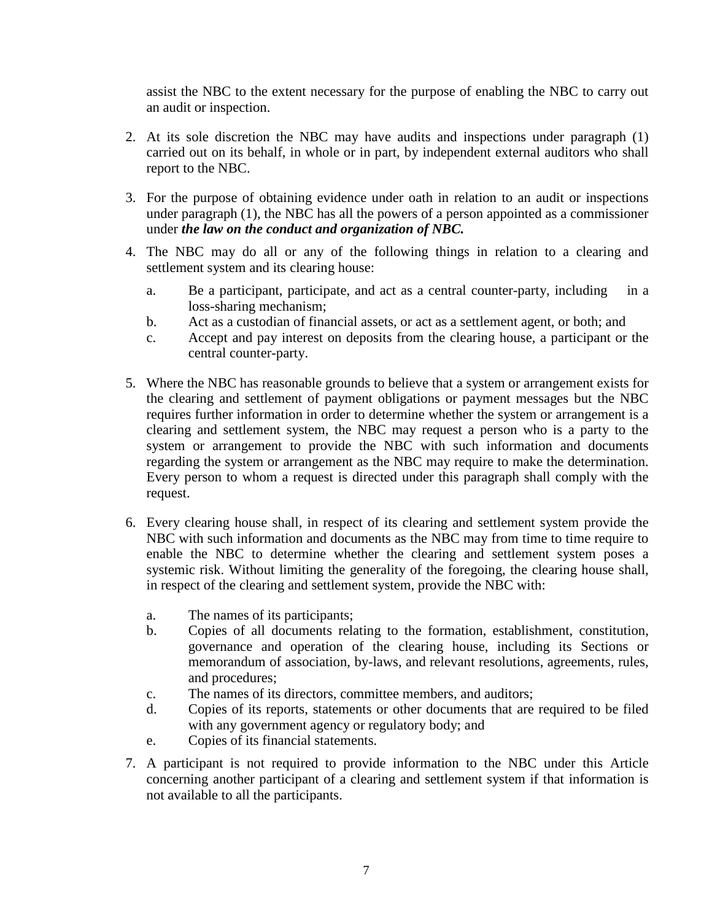assist the NBC to the extent necessary for the purpose of enabling the NBC to carry out an audit or inspection.

2. At its sole discretion the NBC may have audits and inspections under paragraph (1) carried out on its behalf, in whole or in part, by independent external auditors who shall report to the NBC.

3. For the purpose of obtaining evidence under oath in relation to an audit or inspections under paragraph (1), the NBC has all the powers of a person appointed as a commissioner under ***the law on the conduct and organization of NBC.***

4. The NBC may do all or any of the following things in relation to a clearing and settlement system and its clearing house:

   a. Be a participant, participate, and act as a central counter-party, including in a loss-sharing mechanism;
   b. Act as a custodian of financial assets, or act as a settlement agent, or both; and
   c. Accept and pay interest on deposits from the clearing house, a participant or the central counter-party.

5. Where the NBC has reasonable grounds to believe that a system or arrangement exists for the clearing and settlement of payment obligations or payment messages but the NBC requires further information in order to determine whether the system or arrangement is a clearing and settlement system, the NBC may request a person who is a party to the system or arrangement to provide the NBC with such information and documents regarding the system or arrangement as the NBC may require to make the determination. Every person to whom a request is directed under this paragraph shall comply with the request.

6. Every clearing house shall, in respect of its clearing and settlement system provide the NBC with such information and documents as the NBC may from time to time require to enable the NBC to determine whether the clearing and settlement system poses a systemic risk. Without limiting the generality of the foregoing, the clearing house shall, in respect of the clearing and settlement system, provide the NBC with:

   a. The names of its participants;
   b. Copies of all documents relating to the formation, establishment, constitution, governance and operation of the clearing house, including its Sections or memorandum of association, by-laws, and relevant resolutions, agreements, rules, and procedures;
   c. The names of its directors, committee members, and auditors;
   d. Copies of its reports, statements or other documents that are required to be filed with any government agency or regulatory body; and
   e. Copies of its financial statements.

7. A participant is not required to provide information to the NBC under this Article concerning another participant of a clearing and settlement system if that information is not available to all the participants.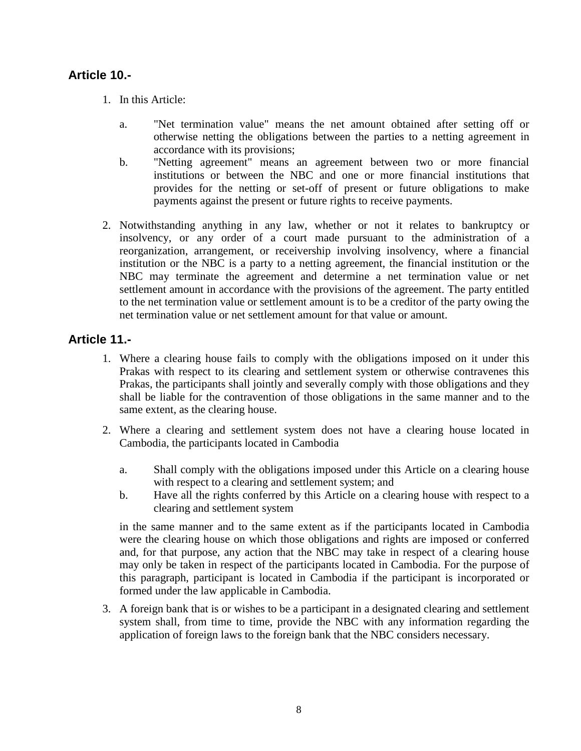## Article 10.-

1. In this Article:

   a. "Net termination value" means the net amount obtained after setting off or otherwise netting the obligations between the parties to a netting agreement in accordance with its provisions;

   b. "Netting agreement" means an agreement between two or more financial institutions or between the NBC and one or more financial institutions that provides for the netting or set-off of present or future obligations to make payments against the present or future rights to receive payments.

2. Notwithstanding anything in any law, whether or not it relates to bankruptcy or insolvency, or any order of a court made pursuant to the administration of a reorganization, arrangement, or receivership involving insolvency, where a financial institution or the NBC is a party to a netting agreement, the financial institution or the NBC may terminate the agreement and determine a net termination value or net settlement amount in accordance with the provisions of the agreement. The party entitled to the net termination value or settlement amount is to be a creditor of the party owing the net termination value or net settlement amount for that value or amount.

## Article 11.-

1. Where a clearing house fails to comply with the obligations imposed on it under this Prakas with respect to its clearing and settlement system or otherwise contravenes this Prakas, the participants shall jointly and severally comply with those obligations and they shall be liable for the contravention of those obligations in the same manner and to the same extent, as the clearing house.

2. Where a clearing and settlement system does not have a clearing house located in Cambodia, the participants located in Cambodia

   a. Shall comply with the obligations imposed under this Article on a clearing house with respect to a clearing and settlement system; and

   b. Have all the rights conferred by this Article on a clearing house with respect to a clearing and settlement system

   in the same manner and to the same extent as if the participants located in Cambodia were the clearing house on which those obligations and rights are imposed or conferred and, for that purpose, any action that the NBC may take in respect of a clearing house may only be taken in respect of the participants located in Cambodia. For the purpose of this paragraph, participant is located in Cambodia if the participant is incorporated or formed under the law applicable in Cambodia.

3. A foreign bank that is or wishes to be a participant in a designated clearing and settlement system shall, from time to time, provide the NBC with any information regarding the application of foreign laws to the foreign bank that the NBC considers necessary.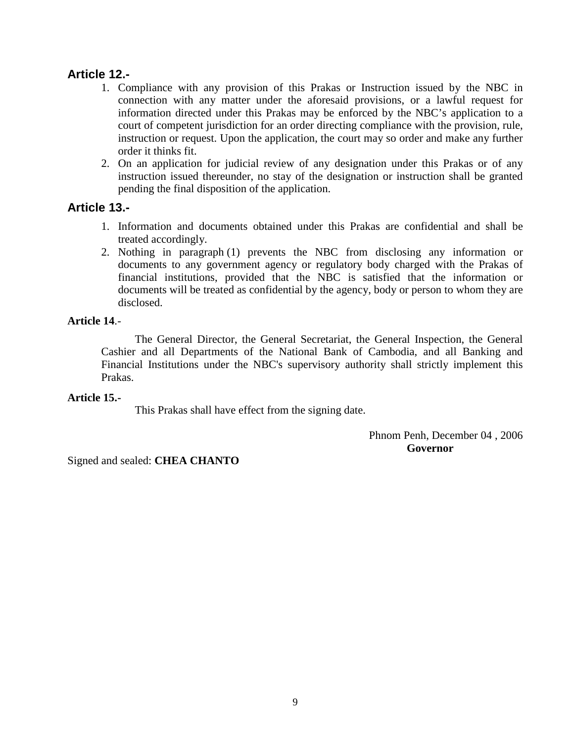## Article 12.-

1. Compliance with any provision of this Prakas or Instruction issued by the NBC in connection with any matter under the aforesaid provisions, or a lawful request for information directed under this Prakas may be enforced by the NBC's application to a court of competent jurisdiction for an order directing compliance with the provision, rule, instruction or request. Upon the application, the court may so order and make any further order it thinks fit.
2. On an application for judicial review of any designation under this Prakas or of any instruction issued thereunder, no stay of the designation or instruction shall be granted pending the final disposition of the application.

## Article 13.-

1. Information and documents obtained under this Prakas are confidential and shall be treated accordingly.
2. Nothing in paragraph (1) prevents the NBC from disclosing any information or documents to any government agency or regulatory body charged with the Prakas of financial institutions, provided that the NBC is satisfied that the information or documents will be treated as confidential by the agency, body or person to whom they are disclosed.

**Article 14**.-

The General Director, the General Secretariat, the General Inspection, the General Cashier and all Departments of the National Bank of Cambodia, and all Banking and Financial Institutions under the NBC's supervisory authority shall strictly implement this Prakas.

**Article 15.-**

This Prakas shall have effect from the signing date.

Phnom Penh, December 04 , 2006

**Governor**

Signed and sealed: **CHEA CHANTO**